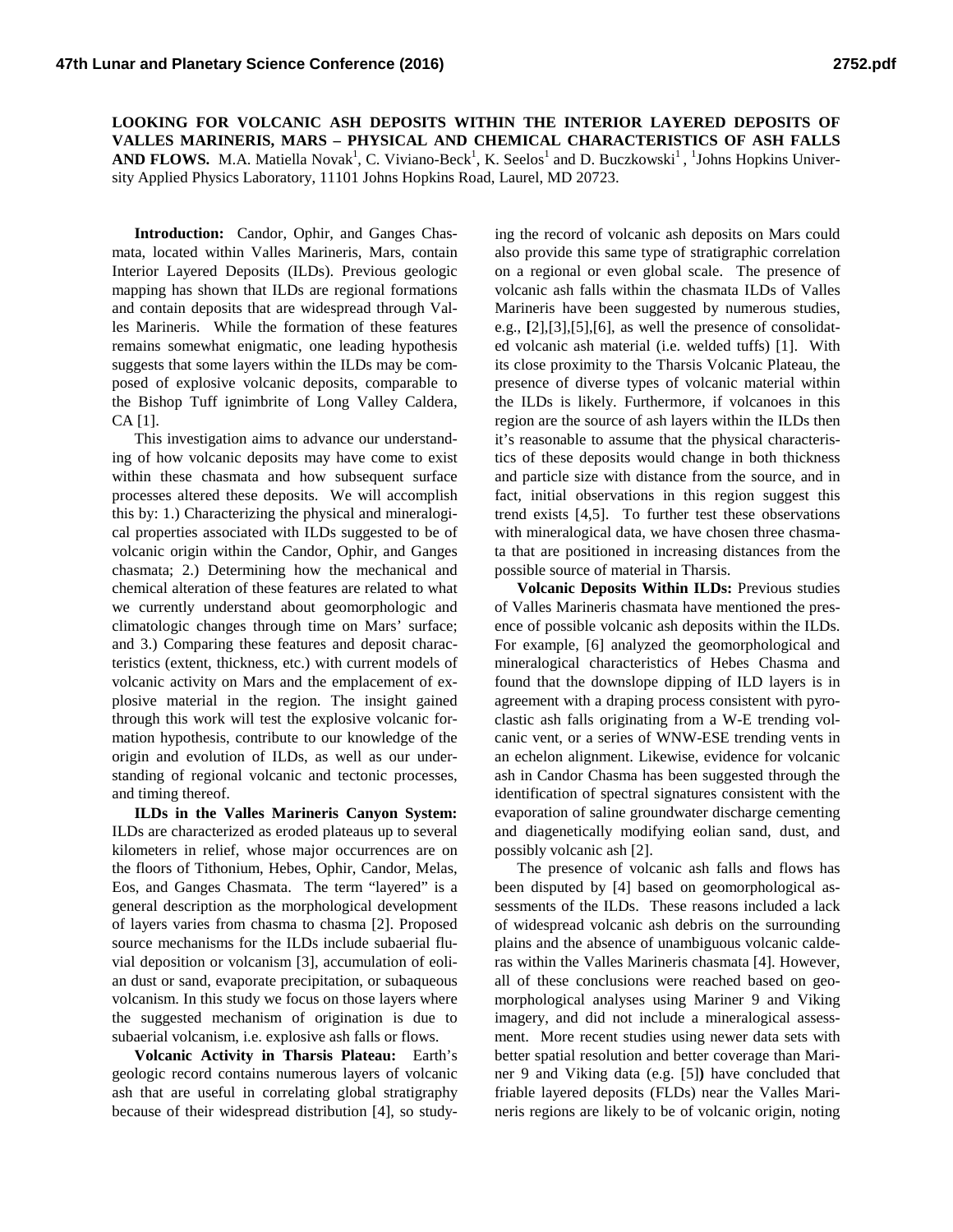# LOOKING FOR VOLCANIC ASH DEPOSITS WITHIN THE INTERIOR LAYERED DEPOSITS OF VALLES MARINERIS, MARS – PHYSICAL AND CHEMICAL CHARACTERISTICS OF ASH FALLS AND FLOWS.

M.A. Matiella Novak[1], C. Viviano-Beck[1], K. Seelos[1] and D. Buczkowski[1], [1]Johns Hopkins University Applied Physics Laboratory, 11101 Johns Hopkins Road, Laurel, MD 20723.

**Introduction:** Candor, Ophir, and Ganges Chasmata, located within Valles Marineris, Mars, contain Interior Layered Deposits (ILDs). Previous geologic mapping has shown that ILDs are regional formations and contain deposits that are widespread through Valles Marineris. While the formation of these features remains somewhat enigmatic, one leading hypothesis suggests that some layers within the ILDs may be composed of explosive volcanic deposits, comparable to the Bishop Tuff ignimbrite of Long Valley Caldera, CA [1].

This investigation aims to advance our understanding of how volcanic deposits may have come to exist within these chasmata and how subsequent surface processes altered these deposits. We will accomplish this by: 1.) Characterizing the physical and mineralogical properties associated with ILDs suggested to be of volcanic origin within the Candor, Ophir, and Ganges chasmata; 2.) Determining how the mechanical and chemical alteration of these features are related to what we currently understand about geomorphologic and climatologic changes through time on Mars' surface; and 3.) Comparing these features and deposit characteristics (extent, thickness, etc.) with current models of volcanic activity on Mars and the emplacement of explosive material in the region. The insight gained through this work will test the explosive volcanic formation hypothesis, contribute to our knowledge of the origin and evolution of ILDs, as well as our understanding of regional volcanic and tectonic processes, and timing thereof.

**ILDs in the Valles Marineris Canyon System:** ILDs are characterized as eroded plateaus up to several kilometers in relief, whose major occurrences are on the floors of Tithonium, Hebes, Ophir, Candor, Melas, Eos, and Ganges Chasmata. The term "layered" is a general description as the morphological development of layers varies from chasma to chasma [2]. Proposed source mechanisms for the ILDs include subaerial fluvial deposition or volcanism [3], accumulation of eolian dust or sand, evaporate precipitation, or subaqueous volcanism. In this study we focus on those layers where the suggested mechanism of origination is due to subaerial volcanism, i.e. explosive ash falls or flows.

**Volcanic Activity in Tharsis Plateau:** Earth's geologic record contains numerous layers of volcanic ash that are useful in correlating global stratigraphy because of their widespread distribution [4], so studying the record of volcanic ash deposits on Mars could also provide this same type of stratigraphic correlation on a regional or even global scale. The presence of volcanic ash falls within the chasmata ILDs of Valles Marineris have been suggested by numerous studies, e.g., [2],[3],[5],[6], as well the presence of consolidated volcanic ash material (i.e. welded tuffs) [1]. With its close proximity to the Tharsis Volcanic Plateau, the presence of diverse types of volcanic material within the ILDs is likely. Furthermore, if volcanoes in this region are the source of ash layers within the ILDs then it's reasonable to assume that the physical characteristics of these deposits would change in both thickness and particle size with distance from the source, and in fact, initial observations in this region suggest this trend exists [4,5]. To further test these observations with mineralogical data, we have chosen three chasmata that are positioned in increasing distances from the possible source of material in Tharsis.

**Volcanic Deposits Within ILDs:** Previous studies of Valles Marineris chasmata have mentioned the presence of possible volcanic ash deposits within the ILDs. For example, [6] analyzed the geomorphological and mineralogical characteristics of Hebes Chasma and found that the downslope dipping of ILD layers is in agreement with a draping process consistent with pyroclastic ash falls originating from a W-E trending volcanic vent, or a series of WNW-ESE trending vents in an echelon alignment. Likewise, evidence for volcanic ash in Candor Chasma has been suggested through the identification of spectral signatures consistent with the evaporation of saline groundwater discharge cementing and diagenetically modifying eolian sand, dust, and possibly volcanic ash [2].

The presence of volcanic ash falls and flows has been disputed by [4] based on geomorphological assessments of the ILDs. These reasons included a lack of widespread volcanic ash debris on the surrounding plains and the absence of unambiguous volcanic calderas within the Valles Marineris chasmata [4]. However, all of these conclusions were reached based on geomorphological analyses using Mariner 9 and Viking imagery, and did not include a mineralogical assessment. More recent studies using newer data sets with better spatial resolution and better coverage than Mariner 9 and Viking data (e.g. [5]) have concluded that friable layered deposits (FLDs) near the Valles Marineris regions are likely to be of volcanic origin, noting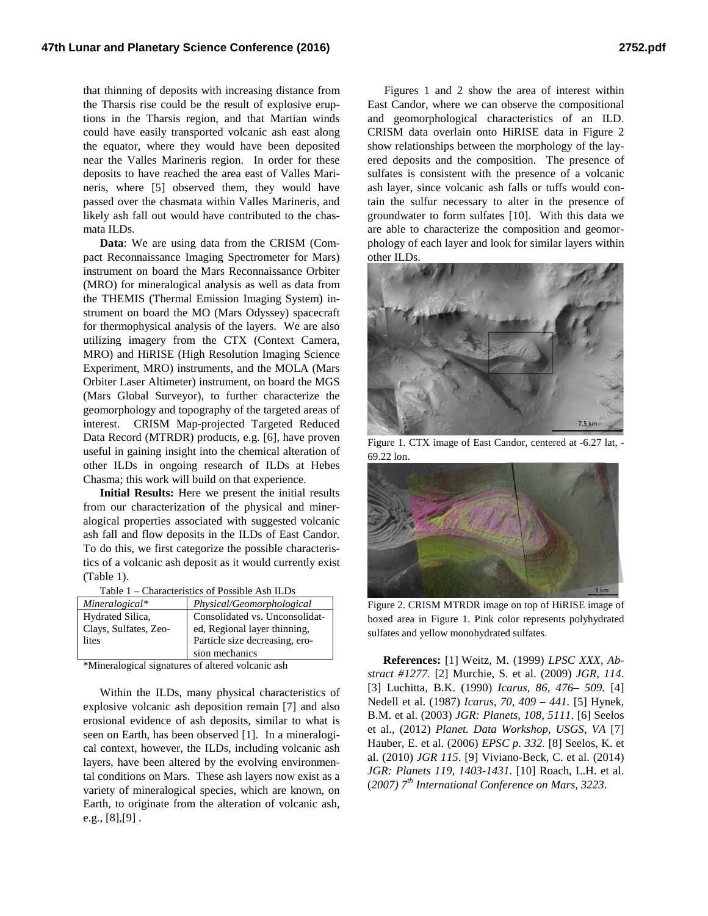that thinning of deposits with increasing distance from the Tharsis rise could be the result of explosive eruptions in the Tharsis region, and that Martian winds could have easily transported volcanic ash east along the equator, where they would have been deposited near the Valles Marineris region. In order for these deposits to have reached the area east of Valles Marineris, where [5] observed them, they would have passed over the chasmata within Valles Marineris, and likely ash fall out would have contributed to the chasmata ILDs.

**Data**: We are using data from the CRISM (Compact Reconnaissance Imaging Spectrometer for Mars) instrument on board the Mars Reconnaissance Orbiter (MRO) for mineralogical analysis as well as data from the THEMIS (Thermal Emission Imaging System) instrument on board the MO (Mars Odyssey) spacecraft for thermophysical analysis of the layers. We are also utilizing imagery from the CTX (Context Camera, MRO) and HiRISE (High Resolution Imaging Science Experiment, MRO) instruments, and the MOLA (Mars Orbiter Laser Altimeter) instrument, on board the MGS (Mars Global Surveyor), to further characterize the geomorphology and topography of the targeted areas of interest. CRISM Map-projected Targeted Reduced Data Record (MTRDR) products, e.g. [6], have proven useful in gaining insight into the chemical alteration of other ILDs in ongoing research of ILDs at Hebes Chasma; this work will build on that experience.

**Initial Results:** Here we present the initial results from our characterization of the physical and mineralogical properties associated with suggested volcanic ash fall and flow deposits in the ILDs of East Candor. To do this, we first categorize the possible characteristics of a volcanic ash deposit as it would currently exist (Table 1).

Table 1 – Characteristics of Possible Ash ILDs

| *Mineralogical\** | *Physical/Geomorphological* |
|---|---|
| Hydrated Silica, Clays, Sulfates, Zeolites | Consolidated vs. Unconsolidated, Regional layer thinning, Particle size decreasing, erosion mechanics |

\*Mineralogical signatures of altered volcanic ash

Within the ILDs, many physical characteristics of explosive volcanic ash deposition remain [7] and also erosional evidence of ash deposits, similar to what is seen on Earth, has been observed [1]. In a mineralogical context, however, the ILDs, including volcanic ash layers, have been altered by the evolving environmental conditions on Mars. These ash layers now exist as a variety of mineralogical species, which are known, on Earth, to originate from the alteration of volcanic ash, e.g., [8],[9] .

Figures 1 and 2 show the area of interest within East Candor, where we can observe the compositional and geomorphological characteristics of an ILD. CRISM data overlain onto HiRISE data in Figure 2 show relationships between the morphology of the layered deposits and the composition. The presence of sulfates is consistent with the presence of a volcanic ash layer, since volcanic ash falls or tuffs would contain the sulfur necessary to alter in the presence of groundwater to form sulfates [10]. With this data we are able to characterize the composition and geomorphology of each layer and look for similar layers within other ILDs.

7.5 km

Figure 1. CTX image of East Candor, centered at -6.27 lat, -69.22 lon.

1 km

Figure 2. CRISM MTRDR image on top of HiRISE image of boxed area in Figure 1. Pink color represents polyhydrated sulfates and yellow monohydrated sulfates.

**References:** [1] Weitz, M. (1999) *LPSC XXX, Abstract #1277*. [2] Murchie, S. et al. (2009) *JGR, 114*. [3] Luchitta, B.K. (1990) *Icarus, 86, 476– 509.* [4] Nedell et al. (1987) *Icarus, 70, 409 – 441.* [5] Hynek, B.M. et al. (2003) *JGR: Planets, 108, 5111*. [6] Seelos et al., (2012) *Planet. Data Workshop, USGS, VA* [7] Hauber, E. et al. (2006) *EPSC p. 332.* [8] Seelos, K. et al. (2010) *JGR 115*. [9] Viviano-Beck, C. et al. (2014) *JGR: Planets 119, 1403-1431*. [10] Roach, L.H. et al. (*2007) 7th International Conference on Mars, 3223*.